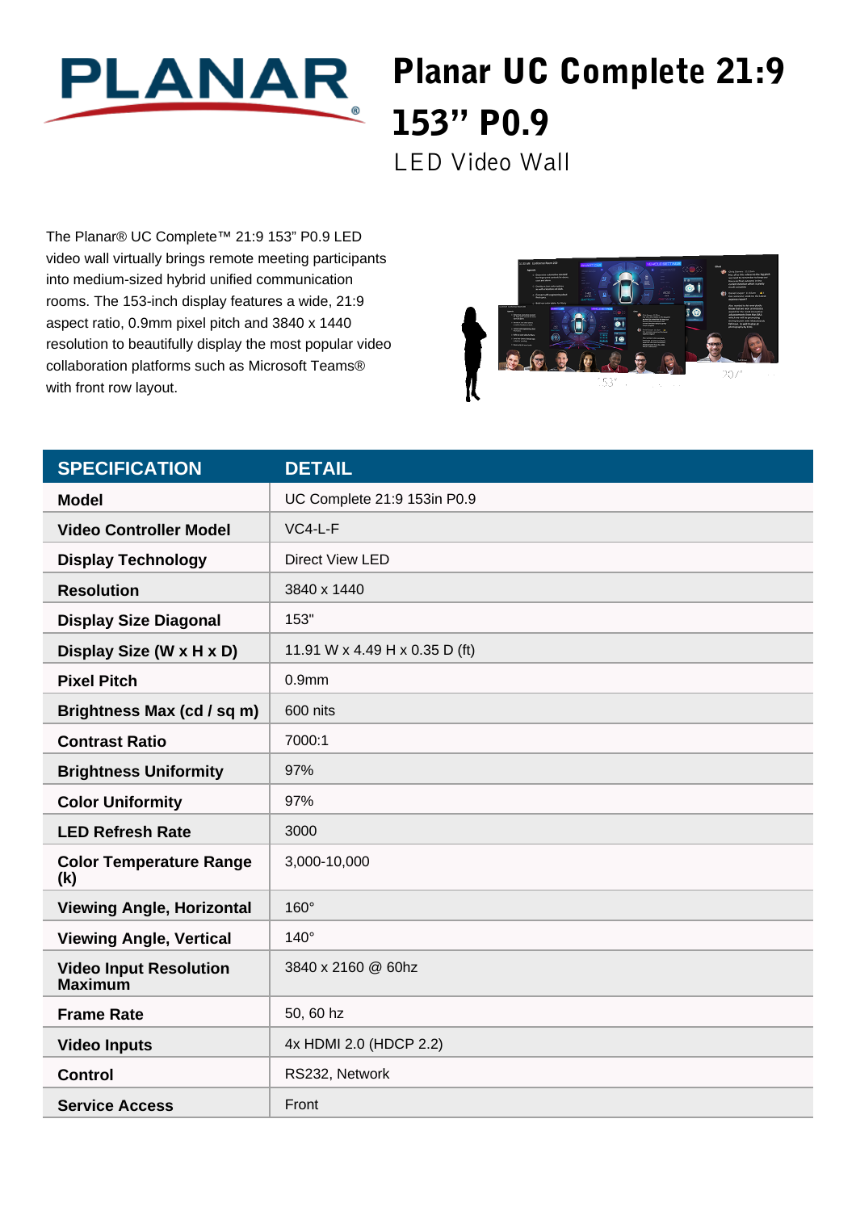PLANAR

# Planar UC Complete 21:9 153" P0.9

LED Video Wall

The Planar® UC Complete™ 21:9 153" P0.9 LED video wall virtually brings remote meeting participants into medium-sized hybrid unified communication rooms. The 153-inch display features a wide, 21:9 aspect ratio, 0.9mm pixel pitch and 3840 x 1440 resolution to beautifully display the most popular video collaboration platforms such as Microsoft Teams® with front row layout.

| SPECIFICATION | DETAIL |
|---|---|
| **Model** | UC Complete 21:9 153in P0.9 |
| **Video Controller Model** | VC4-L-F |
| **Display Technology** | Direct View LED |
| **Resolution** | 3840 x 1440 |
| **Display Size Diagonal** | 153" |
| **Display Size (W x H x D)** | 11.91 W x 4.49 H x 0.35 D (ft) |
| **Pixel Pitch** | 0.9mm |
| **Brightness Max (cd / sq m)** | 600 nits |
| **Contrast Ratio** | 7000:1 |
| **Brightness Uniformity** | 97% |
| **Color Uniformity** | 97% |
| **LED Refresh Rate** | 3000 |
| **Color Temperature Range (k)** | 3,000-10,000 |
| **Viewing Angle, Horizontal** | 160° |
| **Viewing Angle, Vertical** | 140° |
| **Video Input Resolution Maximum** | 3840 x 2160 @ 60hz |
| **Frame Rate** | 50, 60 hz |
| **Video Inputs** | 4x HDMI 2.0 (HDCP 2.2) |
| **Control** | RS232, Network |
| **Service Access** | Front |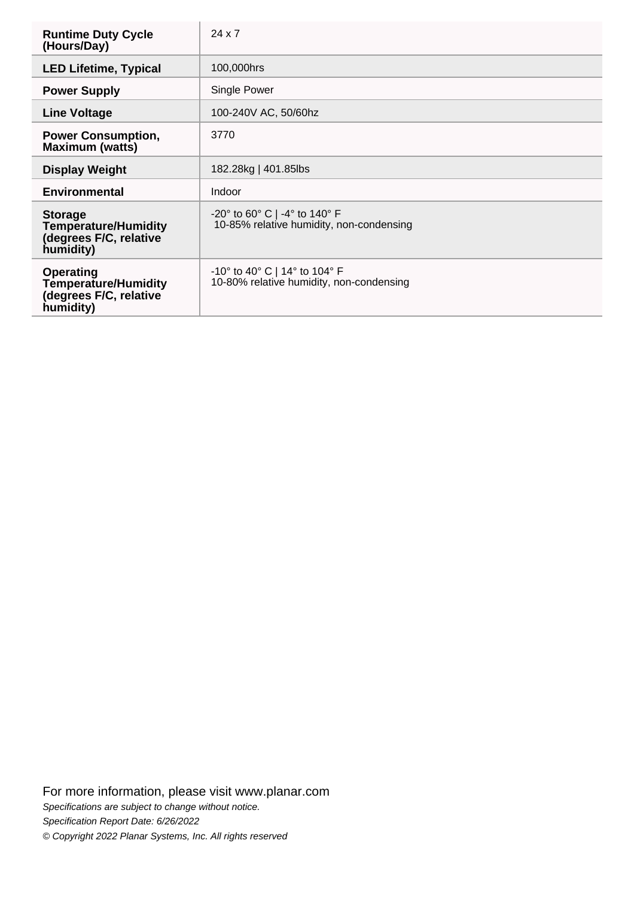| | |
|---|---|
| **Runtime Duty Cycle (Hours/Day)** | 24 x 7 |
| **LED Lifetime, Typical** | 100,000hrs |
| **Power Supply** | Single Power |
| **Line Voltage** | 100-240V AC, 50/60hz |
| **Power Consumption, Maximum (watts)** | 3770 |
| **Display Weight** | 182.28kg \| 401.85lbs |
| **Environmental** | Indoor |
| **Storage Temperature/Humidity (degrees F/C, relative humidity)** | -20° to 60° C \| -4° to 140° F<br>10-85% relative humidity, non-condensing |
| **Operating Temperature/Humidity (degrees F/C, relative humidity)** | -10° to 40° C \| 14° to 104° F<br>10-80% relative humidity, non-condensing |

For more information, please visit www.planar.com

*Specifications are subject to change without notice.*

*Specification Report Date: 6/26/2022*

*© Copyright 2022 Planar Systems, Inc. All rights reserved*